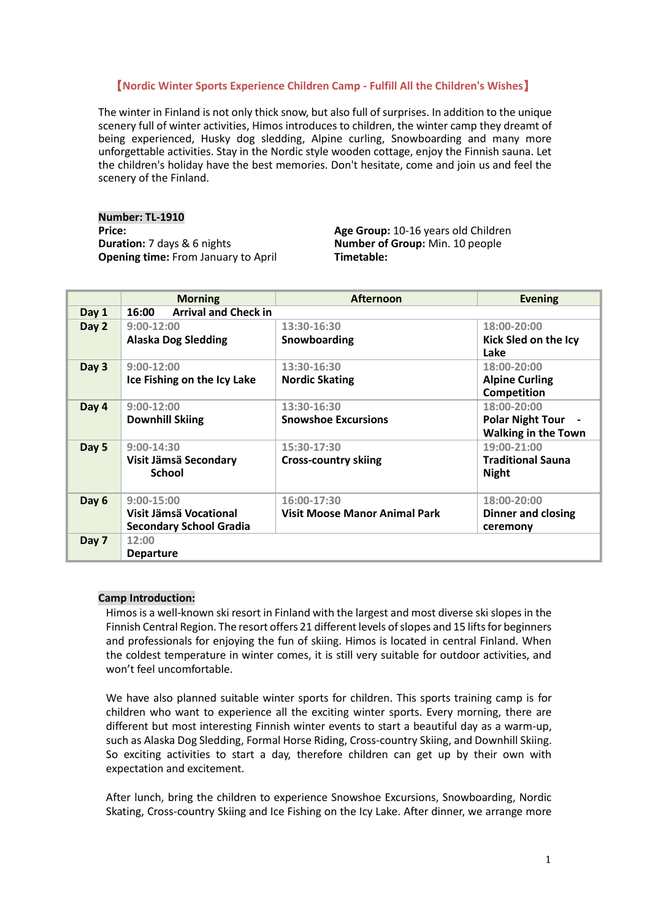# 【Nordic Winter Sports Experience Children Camp - Fulfill All the Children's Wishes】

The winter in Finland is not only thick snow, but also full of surprises. In addition to the unique scenery full of winter activities, Himos introduces to children, the winter camp they dreamt of being experienced, Husky dog sledding, Alpine curling, Snowboarding and many more unforgettable activities. Stay in the Nordic style wooden cottage, enjoy the Finnish sauna. Let the children's holiday have the best memories. Don't hesitate, come and join us and feel the scenery of the Finland.

**Number: TL-1910**
**Price:**
**Duration:** 7 days & 6 nights
**Opening time:** From January to April

**Age Group:** 10-16 years old Children
**Number of Group:** Min. 10 people
**Timetable:**

| | Morning | Afternoon | Evening |
|---|---|---|---|
| **Day 1** | **16:00 Arrival and Check in** | | |
| **Day 2** | 9:00-12:00<br>**Alaska Dog Sledding** | 13:30-16:30<br>**Snowboarding** | 18:00-20:00<br>**Kick Sled on the Icy Lake** |
| **Day 3** | 9:00-12:00<br>**Ice Fishing on the Icy Lake** | 13:30-16:30<br>**Nordic Skating** | 18:00-20:00<br>**Alpine Curling Competition** |
| **Day 4** | 9:00-12:00<br>**Downhill Skiing** | 13:30-16:30<br>**Snowshoe Excursions** | 18:00-20:00<br>**Polar Night Tour - Walking in the Town** |
| **Day 5** | 9:00-14:30<br>**Visit Jämsä Secondary School** | 15:30-17:30<br>**Cross-country skiing** | 19:00-21:00<br>**Traditional Sauna Night** |
| **Day 6** | 9:00-15:00<br>**Visit Jämsä Vocational Secondary School Gradia** | 16:00-17:30<br>**Visit Moose Manor Animal Park** | 18:00-20:00<br>**Dinner and closing ceremony** |
| **Day 7** | 12:00<br>**Departure** | | |

**Camp Introduction:**

Himos is a well-known ski resort in Finland with the largest and most diverse ski slopes in the Finnish Central Region. The resort offers 21 different levels of slopes and 15 lifts for beginners and professionals for enjoying the fun of skiing. Himos is located in central Finland. When the coldest temperature in winter comes, it is still very suitable for outdoor activities, and won't feel uncomfortable.

We have also planned suitable winter sports for children. This sports training camp is for children who want to experience all the exciting winter sports. Every morning, there are different but most interesting Finnish winter events to start a beautiful day as a warm-up, such as Alaska Dog Sledding, Formal Horse Riding, Cross-country Skiing, and Downhill Skiing. So exciting activities to start a day, therefore children can get up by their own with expectation and excitement.

After lunch, bring the children to experience Snowshoe Excursions, Snowboarding, Nordic Skating, Cross-country Skiing and Ice Fishing on the Icy Lake. After dinner, we arrange more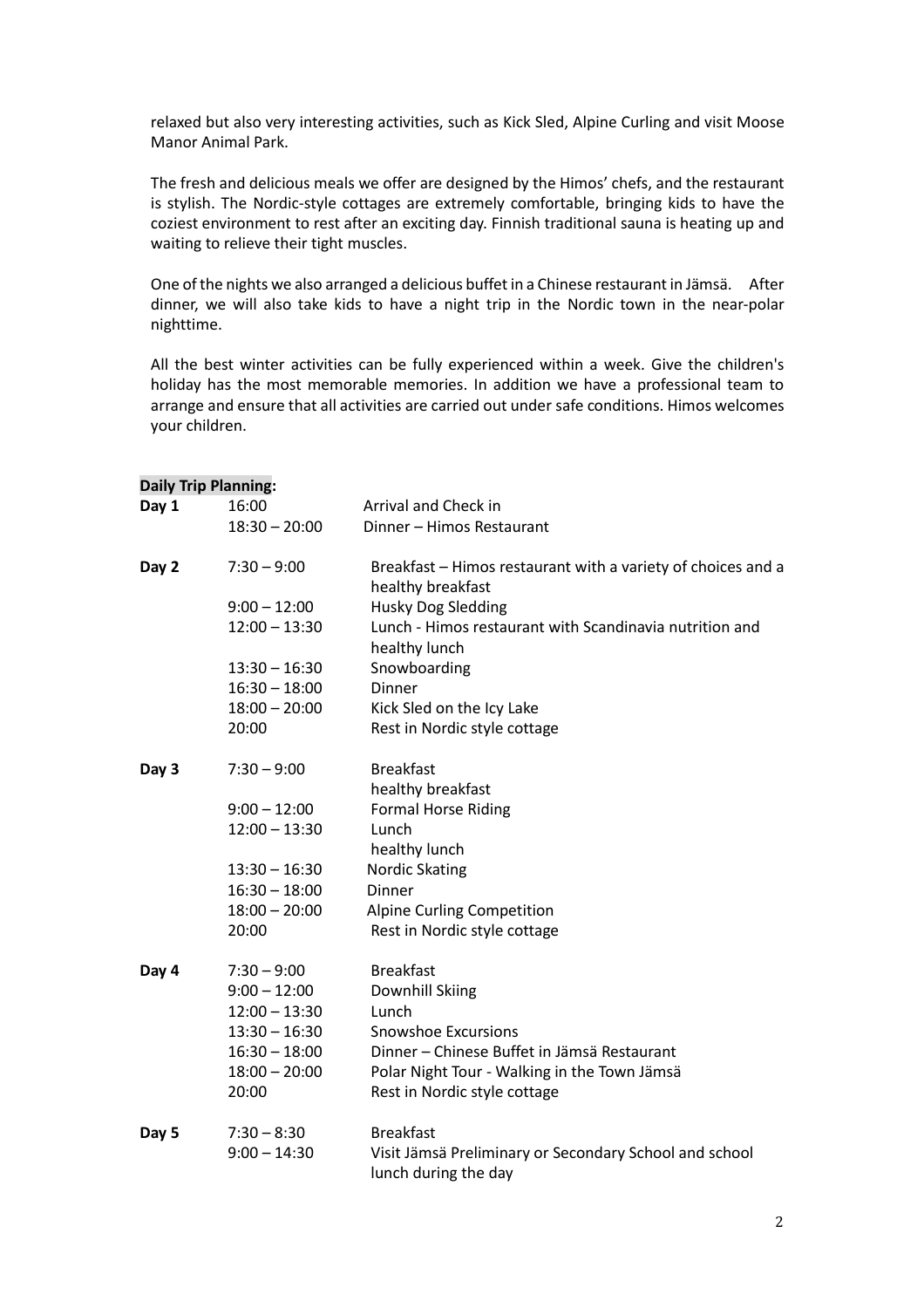relaxed but also very interesting activities, such as Kick Sled, Alpine Curling and visit Moose Manor Animal Park.

The fresh and delicious meals we offer are designed by the Himos' chefs, and the restaurant is stylish. The Nordic-style cottages are extremely comfortable, bringing kids to have the coziest environment to rest after an exciting day. Finnish traditional sauna is heating up and waiting to relieve their tight muscles.

One of the nights we also arranged a delicious buffet in a Chinese restaurant in Jämsä. After dinner, we will also take kids to have a night trip in the Nordic town in the near-polar nighttime.

All the best winter activities can be fully experienced within a week. Give the children's holiday has the most memorable memories. In addition we have a professional team to arrange and ensure that all activities are carried out under safe conditions. Himos welcomes your children.

**Daily Trip Planning:**

| Day | Time | Activity |
|---|---|---|
| **Day 1** | 16:00 | Arrival and Check in |
| | 18:30 – 20:00 | Dinner – Himos Restaurant |
| **Day 2** | 7:30 – 9:00 | Breakfast – Himos restaurant with a variety of choices and a healthy breakfast |
| | 9:00 – 12:00 | Husky Dog Sledding |
| | 12:00 – 13:30 | Lunch - Himos restaurant with Scandinavia nutrition and healthy lunch |
| | 13:30 – 16:30 | Snowboarding |
| | 16:30 – 18:00 | Dinner |
| | 18:00 – 20:00 | Kick Sled on the Icy Lake |
| | 20:00 | Rest in Nordic style cottage |
| **Day 3** | 7:30 – 9:00 | Breakfast healthy breakfast |
| | 9:00 – 12:00 | Formal Horse Riding |
| | 12:00 – 13:30 | Lunch healthy lunch |
| | 13:30 – 16:30 | Nordic Skating |
| | 16:30 – 18:00 | Dinner |
| | 18:00 – 20:00 | Alpine Curling Competition |
| | 20:00 | Rest in Nordic style cottage |
| **Day 4** | 7:30 – 9:00 | Breakfast |
| | 9:00 – 12:00 | Downhill Skiing |
| | 12:00 – 13:30 | Lunch |
| | 13:30 – 16:30 | Snowshoe Excursions |
| | 16:30 – 18:00 | Dinner – Chinese Buffet in Jämsä Restaurant |
| | 18:00 – 20:00 | Polar Night Tour - Walking in the Town Jämsä |
| | 20:00 | Rest in Nordic style cottage |
| **Day 5** | 7:30 – 8:30 | Breakfast |
| | 9:00 – 14:30 | Visit Jämsä Preliminary or Secondary School and school lunch during the day |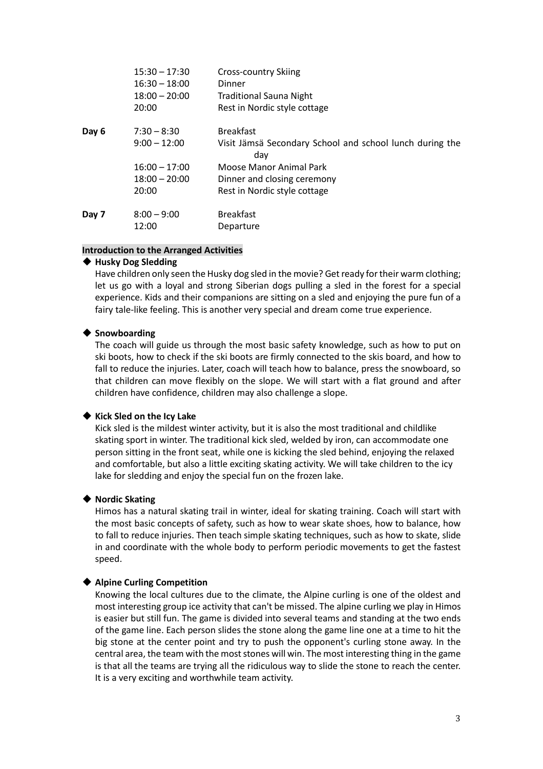| | | |
|---|---|---|
| | 15:30 – 17:30 | Cross-country Skiing |
| | 16:30 – 18:00 | Dinner |
| | 18:00 – 20:00 | Traditional Sauna Night |
| | 20:00 | Rest in Nordic style cottage |
| **Day 6** | 7:30 – 8:30 | Breakfast |
| | 9:00 – 12:00 | Visit Jämsä Secondary School and school lunch during the day |
| | 16:00 – 17:00 | Moose Manor Animal Park |
| | 18:00 – 20:00 | Dinner and closing ceremony |
| | 20:00 | Rest in Nordic style cottage |
| **Day 7** | 8:00 – 9:00 | Breakfast |
| | 12:00 | Departure |

## Introduction to the Arranged Activities

### ◆ Husky Dog Sledding

Have children only seen the Husky dog sled in the movie? Get ready for their warm clothing; let us go with a loyal and strong Siberian dogs pulling a sled in the forest for a special experience. Kids and their companions are sitting on a sled and enjoying the pure fun of a fairy tale-like feeling. This is another very special and dream come true experience.

### ◆ Snowboarding

The coach will guide us through the most basic safety knowledge, such as how to put on ski boots, how to check if the ski boots are firmly connected to the skis board, and how to fall to reduce the injuries. Later, coach will teach how to balance, press the snowboard, so that children can move flexibly on the slope. We will start with a flat ground and after children have confidence, children may also challenge a slope.

### ◆ Kick Sled on the Icy Lake

Kick sled is the mildest winter activity, but it is also the most traditional and childlike skating sport in winter. The traditional kick sled, welded by iron, can accommodate one person sitting in the front seat, while one is kicking the sled behind, enjoying the relaxed and comfortable, but also a little exciting skating activity. We will take children to the icy lake for sledding and enjoy the special fun on the frozen lake.

### ◆ Nordic Skating

Himos has a natural skating trail in winter, ideal for skating training. Coach will start with the most basic concepts of safety, such as how to wear skate shoes, how to balance, how to fall to reduce injuries. Then teach simple skating techniques, such as how to skate, slide in and coordinate with the whole body to perform periodic movements to get the fastest speed.

### ◆ Alpine Curling Competition

Knowing the local cultures due to the climate, the Alpine curling is one of the oldest and most interesting group ice activity that can't be missed. The alpine curling we play in Himos is easier but still fun. The game is divided into several teams and standing at the two ends of the game line. Each person slides the stone along the game line one at a time to hit the big stone at the center point and try to push the opponent's curling stone away. In the central area, the team with the most stones will win. The most interesting thing in the game is that all the teams are trying all the ridiculous way to slide the stone to reach the center. It is a very exciting and worthwhile team activity.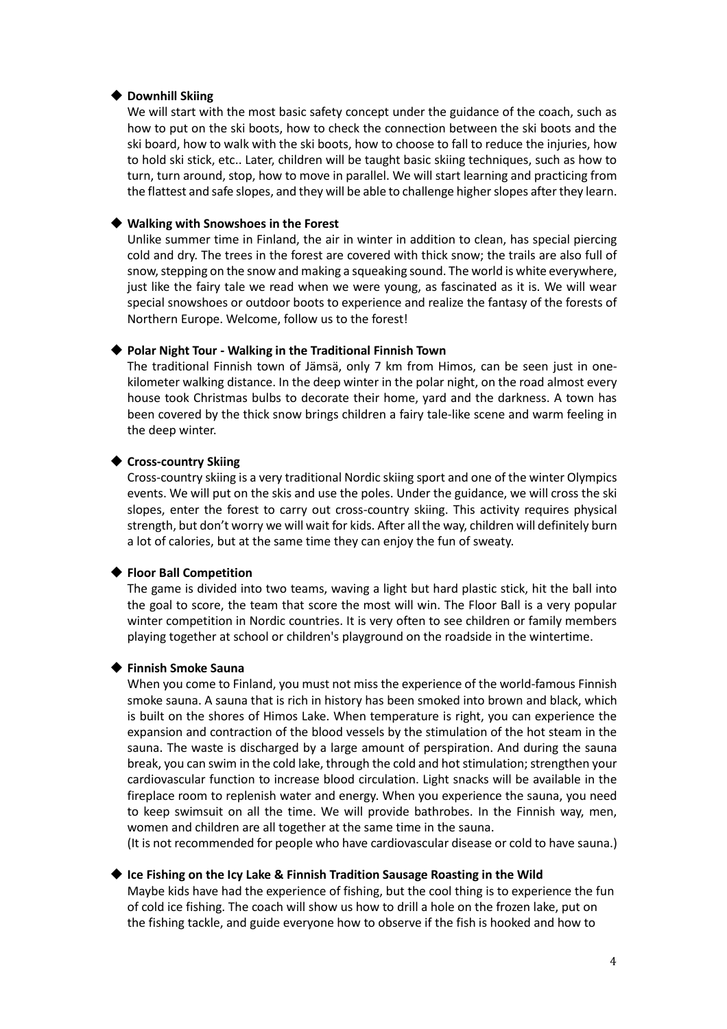### ◆ Downhill Skiing

We will start with the most basic safety concept under the guidance of the coach, such as how to put on the ski boots, how to check the connection between the ski boots and the ski board, how to walk with the ski boots, how to choose to fall to reduce the injuries, how to hold ski stick, etc.. Later, children will be taught basic skiing techniques, such as how to turn, turn around, stop, how to move in parallel. We will start learning and practicing from the flattest and safe slopes, and they will be able to challenge higher slopes after they learn.

### ◆ Walking with Snowshoes in the Forest

Unlike summer time in Finland, the air in winter in addition to clean, has special piercing cold and dry. The trees in the forest are covered with thick snow; the trails are also full of snow, stepping on the snow and making a squeaking sound. The world is white everywhere, just like the fairy tale we read when we were young, as fascinated as it is. We will wear special snowshoes or outdoor boots to experience and realize the fantasy of the forests of Northern Europe. Welcome, follow us to the forest!

### ◆ Polar Night Tour - Walking in the Traditional Finnish Town

The traditional Finnish town of Jämsä, only 7 km from Himos, can be seen just in one-kilometer walking distance. In the deep winter in the polar night, on the road almost every house took Christmas bulbs to decorate their home, yard and the darkness. A town has been covered by the thick snow brings children a fairy tale-like scene and warm feeling in the deep winter.

### ◆ Cross-country Skiing

Cross-country skiing is a very traditional Nordic skiing sport and one of the winter Olympics events. We will put on the skis and use the poles. Under the guidance, we will cross the ski slopes, enter the forest to carry out cross-country skiing. This activity requires physical strength, but don't worry we will wait for kids. After all the way, children will definitely burn a lot of calories, but at the same time they can enjoy the fun of sweaty.

### ◆ Floor Ball Competition

The game is divided into two teams, waving a light but hard plastic stick, hit the ball into the goal to score, the team that score the most will win. The Floor Ball is a very popular winter competition in Nordic countries. It is very often to see children or family members playing together at school or children's playground on the roadside in the wintertime.

### ◆ Finnish Smoke Sauna

When you come to Finland, you must not miss the experience of the world-famous Finnish smoke sauna. A sauna that is rich in history has been smoked into brown and black, which is built on the shores of Himos Lake. When temperature is right, you can experience the expansion and contraction of the blood vessels by the stimulation of the hot steam in the sauna. The waste is discharged by a large amount of perspiration. And during the sauna break, you can swim in the cold lake, through the cold and hot stimulation; strengthen your cardiovascular function to increase blood circulation. Light snacks will be available in the fireplace room to replenish water and energy. When you experience the sauna, you need to keep swimsuit on all the time. We will provide bathrobes. In the Finnish way, men, women and children are all together at the same time in the sauna.

(It is not recommended for people who have cardiovascular disease or cold to have sauna.)

### ◆ Ice Fishing on the Icy Lake & Finnish Tradition Sausage Roasting in the Wild

Maybe kids have had the experience of fishing, but the cool thing is to experience the fun of cold ice fishing. The coach will show us how to drill a hole on the frozen lake, put on the fishing tackle, and guide everyone how to observe if the fish is hooked and how to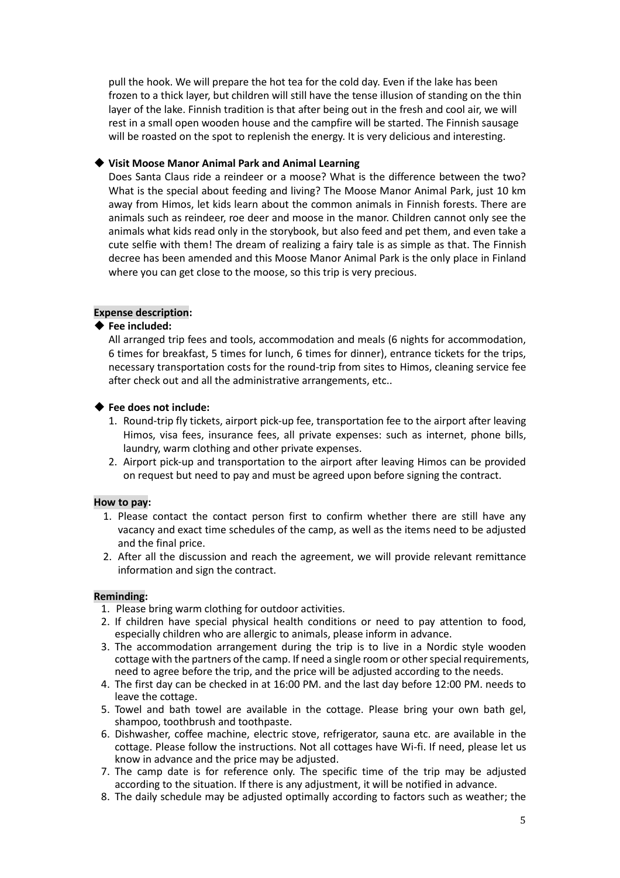pull the hook. We will prepare the hot tea for the cold day. Even if the lake has been frozen to a thick layer, but children will still have the tense illusion of standing on the thin layer of the lake. Finnish tradition is that after being out in the fresh and cool air, we will rest in a small open wooden house and the campfire will be started. The Finnish sausage will be roasted on the spot to replenish the energy. It is very delicious and interesting.

◆ **Visit Moose Manor Animal Park and Animal Learning**

Does Santa Claus ride a reindeer or a moose? What is the difference between the two? What is the special about feeding and living? The Moose Manor Animal Park, just 10 km away from Himos, let kids learn about the common animals in Finnish forests. There are animals such as reindeer, roe deer and moose in the manor. Children cannot only see the animals what kids read only in the storybook, but also feed and pet them, and even take a cute selfie with them! The dream of realizing a fairy tale is as simple as that. The Finnish decree has been amended and this Moose Manor Animal Park is the only place in Finland where you can get close to the moose, so this trip is very precious.

**Expense description:**

◆ **Fee included:**

All arranged trip fees and tools, accommodation and meals (6 nights for accommodation, 6 times for breakfast, 5 times for lunch, 6 times for dinner), entrance tickets for the trips, necessary transportation costs for the round-trip from sites to Himos, cleaning service fee after check out and all the administrative arrangements, etc..

◆ **Fee does not include:**

1. Round-trip fly tickets, airport pick-up fee, transportation fee to the airport after leaving Himos, visa fees, insurance fees, all private expenses: such as internet, phone bills, laundry, warm clothing and other private expenses.
2. Airport pick-up and transportation to the airport after leaving Himos can be provided on request but need to pay and must be agreed upon before signing the contract.

**How to pay:**

1. Please contact the contact person first to confirm whether there are still have any vacancy and exact time schedules of the camp, as well as the items need to be adjusted and the final price.
2. After all the discussion and reach the agreement, we will provide relevant remittance information and sign the contract.

**Reminding:**

1. Please bring warm clothing for outdoor activities.
2. If children have special physical health conditions or need to pay attention to food, especially children who are allergic to animals, please inform in advance.
3. The accommodation arrangement during the trip is to live in a Nordic style wooden cottage with the partners of the camp. If need a single room or other special requirements, need to agree before the trip, and the price will be adjusted according to the needs.
4. The first day can be checked in at 16:00 PM. and the last day before 12:00 PM. needs to leave the cottage.
5. Towel and bath towel are available in the cottage. Please bring your own bath gel, shampoo, toothbrush and toothpaste.
6. Dishwasher, coffee machine, electric stove, refrigerator, sauna etc. are available in the cottage. Please follow the instructions. Not all cottages have Wi-fi. If need, please let us know in advance and the price may be adjusted.
7. The camp date is for reference only. The specific time of the trip may be adjusted according to the situation. If there is any adjustment, it will be notified in advance.
8. The daily schedule may be adjusted optimally according to factors such as weather; the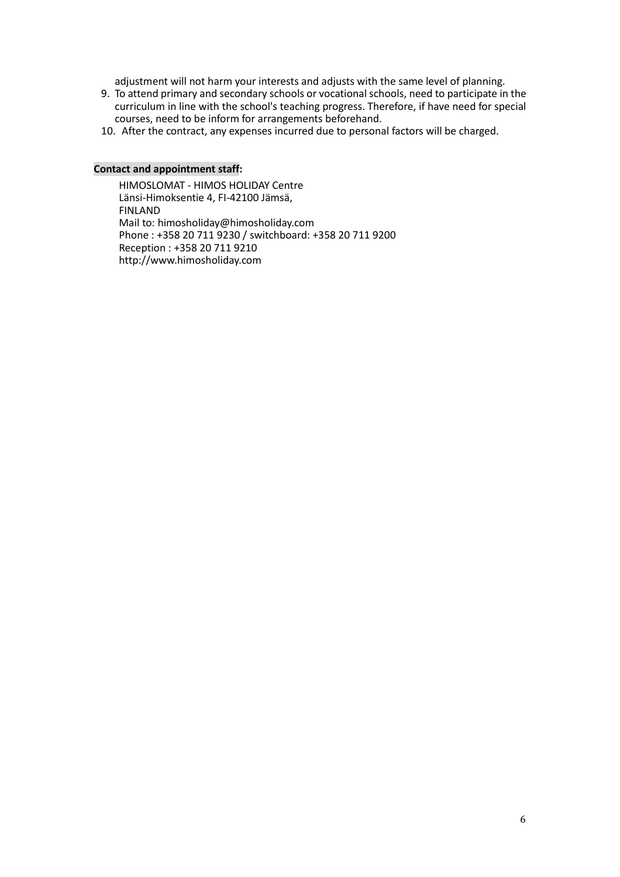adjustment will not harm your interests and adjusts with the same level of planning.

9. To attend primary and secondary schools or vocational schools, need to participate in the curriculum in line with the school's teaching progress. Therefore, if have need for special courses, need to be inform for arrangements beforehand.
10. After the contract, any expenses incurred due to personal factors will be charged.

**Contact and appointment staff:**

HIMOSLOMAT - HIMOS HOLIDAY Centre
Länsi-Himoksentie 4, FI-42100 Jämsä,
FINLAND
Mail to: himosholiday@himosholiday.com
Phone : +358 20 711 9230 / switchboard: +358 20 711 9200
Reception : +358 20 711 9210
http://www.himosholiday.com